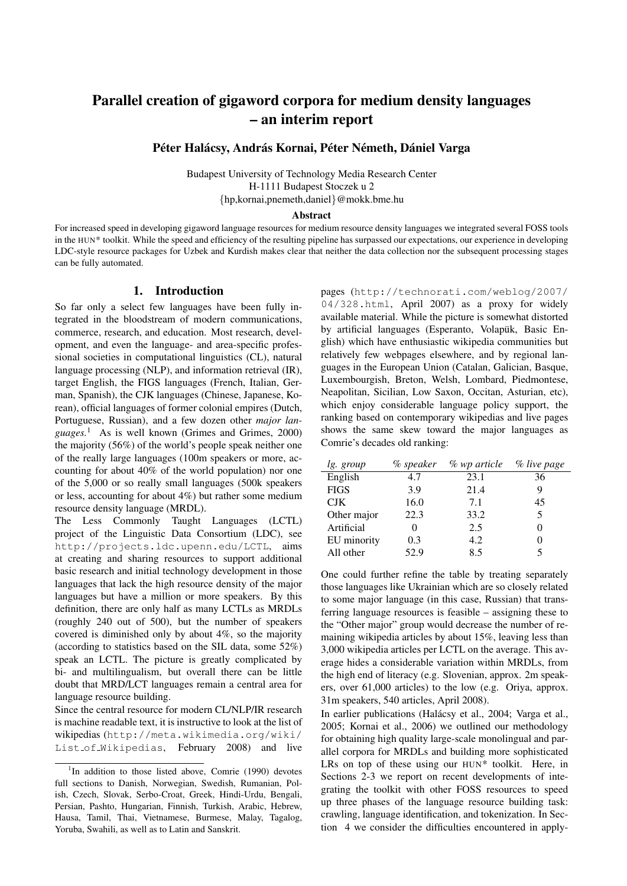# Parallel creation of gigaword corpora for medium density languages – an interim report

**Péter Halácsy, András Kornai, Péter Németh, Dániel Varga**

Budapest University of Technology Media Research Center
H-1111 Budapest Stoczek u 2
{hp,kornai,pnemeth,daniel}@mokk.bme.hu

### Abstract

For increased speed in developing gigaword language resources for medium resource density languages we integrated several FOSS tools in the HUN* toolkit. While the speed and efficiency of the resulting pipeline has surpassed our expectations, our experience in developing LDC-style resource packages for Uzbek and Kurdish makes clear that neither the data collection nor the subsequent processing stages can be fully automated.

## 1. Introduction

So far only a select few languages have been fully integrated in the bloodstream of modern communications, commerce, research, and education. Most research, development, and even the language- and area-specific professional societies in computational linguistics (CL), natural language processing (NLP), and information retrieval (IR), target English, the FIGS languages (French, Italian, German, Spanish), the CJK languages (Chinese, Japanese, Korean), official languages of former colonial empires (Dutch, Portuguese, Russian), and a few dozen other *major languages.*[1] As is well known (Grimes and Grimes, 2000) the majority (56%) of the world's people speak neither one of the really large languages (100m speakers or more, accounting for about 40% of the world population) nor one of the 5,000 or so really small languages (500k speakers or less, accounting for about 4%) but rather some medium resource density language (MRDL).

The Less Commonly Taught Languages (LCTL) project of the Linguistic Data Consortium (LDC), see http://projects.ldc.upenn.edu/LCTL, aims at creating and sharing resources to support additional basic research and initial technology development in those languages that lack the high resource density of the major languages but have a million or more speakers. By this definition, there are only half as many LCTLs as MRDLs (roughly 240 out of 500), but the number of speakers covered is diminished only by about 4%, so the majority (according to statistics based on the SIL data, some 52%) speak an LCTL. The picture is greatly complicated by bi- and multilingualism, but overall there can be little doubt that MRD/LCT languages remain a central area for language resource building.

Since the central resource for modern CL/NLP/IR research is machine readable text, it is instructive to look at the list of wikipedias (http://meta.wikimedia.org/wiki/List_of_Wikipedias, February 2008) and live pages (http://technorati.com/weblog/2007/04/328.html, April 2007) as a proxy for widely available material. While the picture is somewhat distorted by artificial languages (Esperanto, Volapük, Basic English) which have enthusiastic wikipedia communities but relatively few webpages elsewhere, and by regional languages in the European Union (Catalan, Galician, Basque, Luxembourgish, Breton, Welsh, Lombard, Piedmontese, Neapolitan, Sicilian, Low Saxon, Occitan, Asturian, etc), which enjoy considerable language policy support, the ranking based on contemporary wikipedias and live pages shows the same skew toward the major languages as Comrie's decades old ranking:

| *lg. group* | *% speaker* | *% wp article* | *% live page* |
|---|---|---|---|
| English | 4.7 | 23.1 | 36 |
| FIGS | 3.9 | 21.4 | 9 |
| CJK | 16.0 | 7.1 | 45 |
| Other major | 22.3 | 33.2 | 5 |
| Artificial | 0 | 2.5 | 0 |
| EU minority | 0.3 | 4.2 | 0 |
| All other | 52.9 | 8.5 | 5 |

One could further refine the table by treating separately those languages like Ukrainian which are so closely related to some major language (in this case, Russian) that transferring language resources is feasible – assigning these to the "Other major" group would decrease the number of remaining wikipedia articles by about 15%, leaving less than 3,000 wikipedia articles per LCTL on the average. This average hides a considerable variation within MRDLs, from the high end of literacy (e.g. Slovenian, approx. 2m speakers, over 61,000 articles) to the low (e.g. Oriya, approx. 31m speakers, 540 articles, April 2008).

In earlier publications (Halácsy et al., 2004; Varga et al., 2005; Kornai et al., 2006) we outlined our methodology for obtaining high quality large-scale monolingual and parallel corpora for MRDLs and building more sophisticated LRs on top of these using our HUN* toolkit. Here, in Sections 2-3 we report on recent developments of integrating the toolkit with other FOSS resources to speed up three phases of the language resource building task: crawling, language identification, and tokenization. In Section 4 we consider the difficulties encountered in apply-

[1] In addition to those listed above, Comrie (1990) devotes full sections to Danish, Norwegian, Swedish, Rumanian, Polish, Czech, Slovak, Serbo-Croat, Greek, Hindi-Urdu, Bengali, Persian, Pashto, Hungarian, Finnish, Turkish, Arabic, Hebrew, Hausa, Tamil, Thai, Vietnamese, Burmese, Malay, Tagalog, Yoruba, Swahili, as well as to Latin and Sanskrit.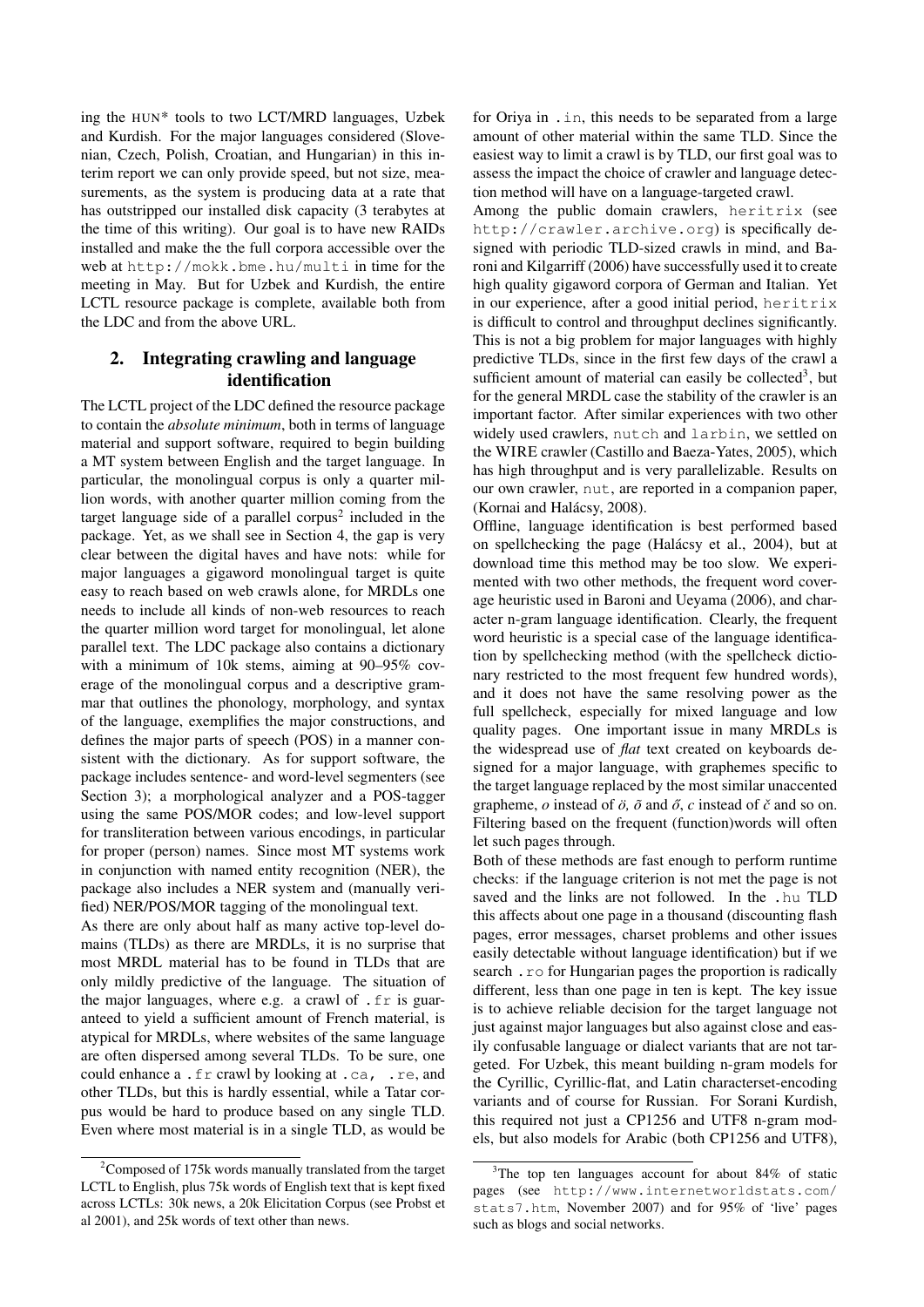ing the HUN* tools to two LCT/MRD languages, Uzbek and Kurdish. For the major languages considered (Slovenian, Czech, Polish, Croatian, and Hungarian) in this interim report we can only provide speed, but not size, measurements, as the system is producing data at a rate that has outstripped our installed disk capacity (3 terabytes at the time of this writing). Our goal is to have new RAIDs installed and make the the full corpora accessible over the web at `http://mokk.bme.hu/multi` in time for the meeting in May. But for Uzbek and Kurdish, the entire LCTL resource package is complete, available both from the LDC and from the above URL.

## 2. Integrating crawling and language identification

The LCTL project of the LDC defined the resource package to contain the *absolute minimum*, both in terms of language material and support software, required to begin building a MT system between English and the target language. In particular, the monolingual corpus is only a quarter million words, with another quarter million coming from the target language side of a parallel corpus[2] included in the package. Yet, as we shall see in Section 4, the gap is very clear between the digital haves and have nots: while for major languages a gigaword monolingual target is quite easy to reach based on web crawls alone, for MRDLs one needs to include all kinds of non-web resources to reach the quarter million word target for monolingual, let alone parallel text. The LDC package also contains a dictionary with a minimum of 10k stems, aiming at 90–95% coverage of the monolingual corpus and a descriptive grammar that outlines the phonology, morphology, and syntax of the language, exemplifies the major constructions, and defines the major parts of speech (POS) in a manner consistent with the dictionary. As for support software, the package includes sentence- and word-level segmenters (see Section 3); a morphological analyzer and a POS-tagger using the same POS/MOR codes; and low-level support for transliteration between various encodings, in particular for proper (person) names. Since most MT systems work in conjunction with named entity recognition (NER), the package also includes a NER system and (manually verified) NER/POS/MOR tagging of the monolingual text.

As there are only about half as many active top-level domains (TLDs) as there are MRDLs, it is no surprise that most MRDL material has to be found in TLDs that are only mildly predictive of the language. The situation of the major languages, where e.g. a crawl of `.fr` is guaranteed to yield a sufficient amount of French material, is atypical for MRDLs, where websites of the same language are often dispersed among several TLDs. To be sure, one could enhance a `.fr` crawl by looking at `.ca`, `.re`, and other TLDs, but this is hardly essential, while a Tatar corpus would be hard to produce based on any single TLD. Even where most material is in a single TLD, as would be for Oriya in `.in`, this needs to be separated from a large amount of other material within the same TLD. Since the easiest way to limit a crawl is by TLD, our first goal was to assess the impact the choice of crawler and language detection method will have on a language-targeted crawl.

Among the public domain crawlers, `heritrix` (see `http://crawler.archive.org`) is specifically designed with periodic TLD-sized crawls in mind, and Baroni and Kilgarriff (2006) have successfully used it to create high quality gigaword corpora of German and Italian. Yet in our experience, after a good initial period, `heritrix` is difficult to control and throughput declines significantly. This is not a big problem for major languages with highly predictive TLDs, since in the first few days of the crawl a sufficient amount of material can easily be collected[3], but for the general MRDL case the stability of the crawler is an important factor. After similar experiences with two other widely used crawlers, `nutch` and `larbin`, we settled on the WIRE crawler (Castillo and Baeza-Yates, 2005), which has high throughput and is very parallelizable. Results on our own crawler, `nut`, are reported in a companion paper, (Kornai and Halácsy, 2008).

Offline, language identification is best performed based on spellchecking the page (Halácsy et al., 2004), but at download time this method may be too slow. We experimented with two other methods, the frequent word coverage heuristic used in Baroni and Ueyama (2006), and character n-gram language identification. Clearly, the frequent word heuristic is a special case of the language identification by spellchecking method (with the spellcheck dictionary restricted to the most frequent few hundred words), and it does not have the same resolving power as the full spellcheck, especially for mixed language and low quality pages. One important issue in many MRDLs is the widespread use of *flat* text created on keyboards designed for a major language, with graphemes specific to the target language replaced by the most similar unaccented grapheme, *o* instead of *ö, õ* and *ő*, *c* instead of *č* and so on. Filtering based on the frequent (function)words will often let such pages through.

Both of these methods are fast enough to perform runtime checks: if the language criterion is not met the page is not saved and the links are not followed. In the `.hu` TLD this affects about one page in a thousand (discounting flash pages, error messages, charset problems and other issues easily detectable without language identification) but if we search `.ro` for Hungarian pages the proportion is radically different, less than one page in ten is kept. The key issue is to achieve reliable decision for the target language not just against major languages but also against close and easily confusable language or dialect variants that are not targeted. For Uzbek, this meant building n-gram models for the Cyrillic, Cyrillic-flat, and Latin characterset-encoding variants and of course for Russian. For Sorani Kurdish, this required not just a CP1256 and UTF8 n-gram models, but also models for Arabic (both CP1256 and UTF8),

[2] Composed of 175k words manually translated from the target LCTL to English, plus 75k words of English text that is kept fixed across LCTLs: 30k news, a 20k Elicitation Corpus (see Probst et al 2001), and 25k words of text other than news.

[3] The top ten languages account for about 84% of static pages (see `http://www.internetworldstats.com/stats7.htm`, November 2007) and for 95% of 'live' pages such as blogs and social networks.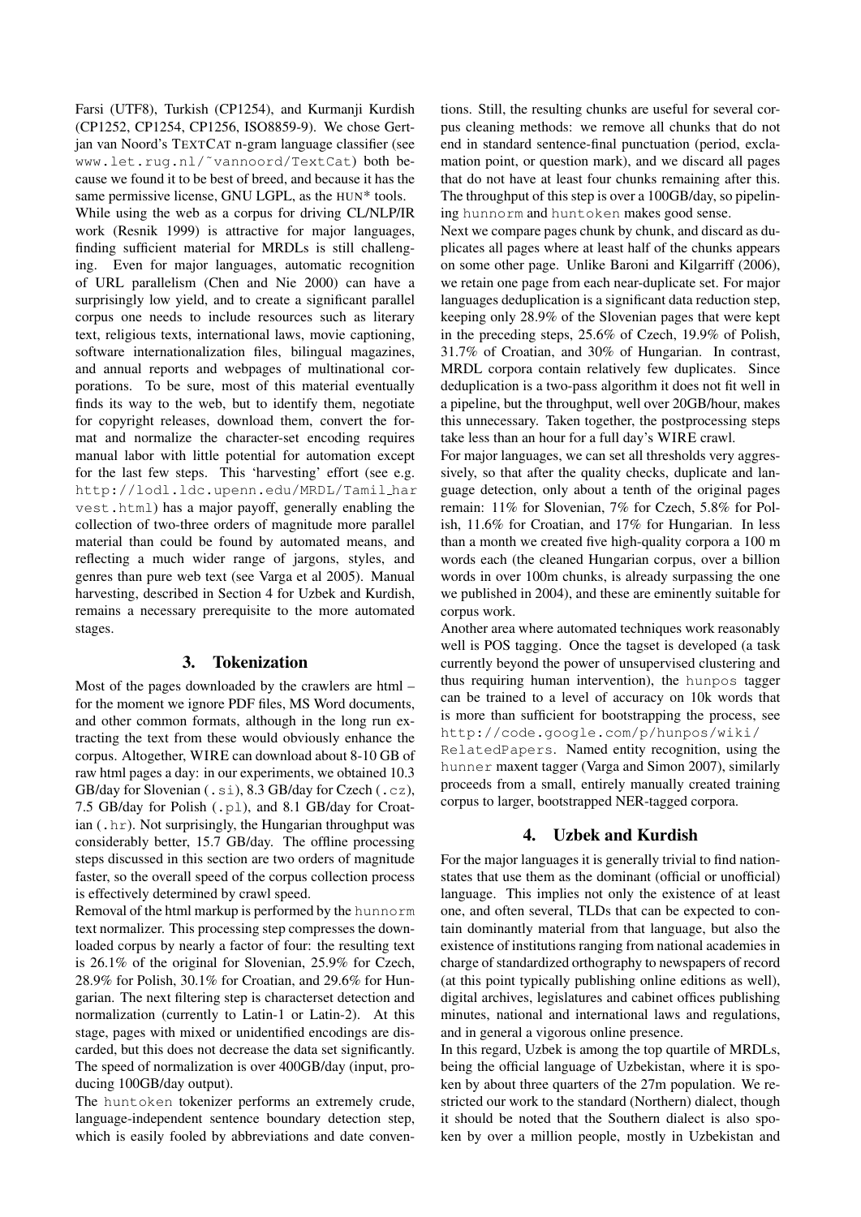Farsi (UTF8), Turkish (CP1254), and Kurmanji Kurdish (CP1252, CP1254, CP1256, ISO8859-9). We chose Gertjan van Noord's TEXTCAT n-gram language classifier (see www.let.rug.nl/˜vannoord/TextCat) both because we found it to be best of breed, and because it has the same permissive license, GNU LGPL, as the HUN* tools.

While using the web as a corpus for driving CL/NLP/IR work (Resnik 1999) is attractive for major languages, finding sufficient material for MRDLs is still challenging. Even for major languages, automatic recognition of URL parallelism (Chen and Nie 2000) can have a surprisingly low yield, and to create a significant parallel corpus one needs to include resources such as literary text, religious texts, international laws, movie captioning, software internationalization files, bilingual magazines, and annual reports and webpages of multinational corporations. To be sure, most of this material eventually finds its way to the web, but to identify them, negotiate for copyright releases, download them, convert the format and normalize the character-set encoding requires manual labor with little potential for automation except for the last few steps. This 'harvesting' effort (see e.g. http://lodl.ldc.upenn.edu/MRDL/Tamil_harvest.html) has a major payoff, generally enabling the collection of two-three orders of magnitude more parallel material than could be found by automated means, and reflecting a much wider range of jargons, styles, and genres than pure web text (see Varga et al 2005). Manual harvesting, described in Section 4 for Uzbek and Kurdish, remains a necessary prerequisite to the more automated stages.

## 3. Tokenization

Most of the pages downloaded by the crawlers are html – for the moment we ignore PDF files, MS Word documents, and other common formats, although in the long run extracting the text from these would obviously enhance the corpus. Altogether, WIRE can download about 8-10 GB of raw html pages a day: in our experiments, we obtained 10.3 GB/day for Slovenian (.si), 8.3 GB/day for Czech (.cz), 7.5 GB/day for Polish (.pl), and 8.1 GB/day for Croatian (.hr). Not surprisingly, the Hungarian throughput was considerably better, 15.7 GB/day. The offline processing steps discussed in this section are two orders of magnitude faster, so the overall speed of the corpus collection process is effectively determined by crawl speed.

Removal of the html markup is performed by the hunnorm text normalizer. This processing step compresses the downloaded corpus by nearly a factor of four: the resulting text is 26.1% of the original for Slovenian, 25.9% for Czech, 28.9% for Polish, 30.1% for Croatian, and 29.6% for Hungarian. The next filtering step is characterset detection and normalization (currently to Latin-1 or Latin-2). At this stage, pages with mixed or unidentified encodings are discarded, but this does not decrease the data set significantly. The speed of normalization is over 400GB/day (input, producing 100GB/day output).

The huntoken tokenizer performs an extremely crude, language-independent sentence boundary detection step, which is easily fooled by abbreviations and date conventions. Still, the resulting chunks are useful for several corpus cleaning methods: we remove all chunks that do not end in standard sentence-final punctuation (period, exclamation point, or question mark), and we discard all pages that do not have at least four chunks remaining after this. The throughput of this step is over a 100GB/day, so pipelining hunnorm and huntoken makes good sense.

Next we compare pages chunk by chunk, and discard as duplicates all pages where at least half of the chunks appears on some other page. Unlike Baroni and Kilgarriff (2006), we retain one page from each near-duplicate set. For major languages deduplication is a significant data reduction step, keeping only 28.9% of the Slovenian pages that were kept in the preceding steps, 25.6% of Czech, 19.9% of Polish, 31.7% of Croatian, and 30% of Hungarian. In contrast, MRDL corpora contain relatively few duplicates. Since deduplication is a two-pass algorithm it does not fit well in a pipeline, but the throughput, well over 20GB/hour, makes this unnecessary. Taken together, the postprocessing steps take less than an hour for a full day's WIRE crawl.

For major languages, we can set all thresholds very aggressively, so that after the quality checks, duplicate and language detection, only about a tenth of the original pages remain: 11% for Slovenian, 7% for Czech, 5.8% for Polish, 11.6% for Croatian, and 17% for Hungarian. In less than a month we created five high-quality corpora a 100 m words each (the cleaned Hungarian corpus, over a billion words in over 100m chunks, is already surpassing the one we published in 2004), and these are eminently suitable for corpus work.

Another area where automated techniques work reasonably well is POS tagging. Once the tagset is developed (a task currently beyond the power of unsupervised clustering and thus requiring human intervention), the hunpos tagger can be trained to a level of accuracy on 10k words that is more than sufficient for bootstrapping the process, see http://code.google.com/p/hunpos/wiki/RelatedPapers. Named entity recognition, using the hunner maxent tagger (Varga and Simon 2007), similarly proceeds from a small, entirely manually created training corpus to larger, bootstrapped NER-tagged corpora.

## 4. Uzbek and Kurdish

For the major languages it is generally trivial to find nation-states that use them as the dominant (official or unofficial) language. This implies not only the existence of at least one, and often several, TLDs that can be expected to contain dominantly material from that language, but also the existence of institutions ranging from national academies in charge of standardized orthography to newspapers of record (at this point typically publishing online editions as well), digital archives, legislatures and cabinet offices publishing minutes, national and international laws and regulations, and in general a vigorous online presence.

In this regard, Uzbek is among the top quartile of MRDLs, being the official language of Uzbekistan, where it is spoken by about three quarters of the 27m population. We restricted our work to the standard (Northern) dialect, though it should be noted that the Southern dialect is also spoken by over a million people, mostly in Uzbekistan and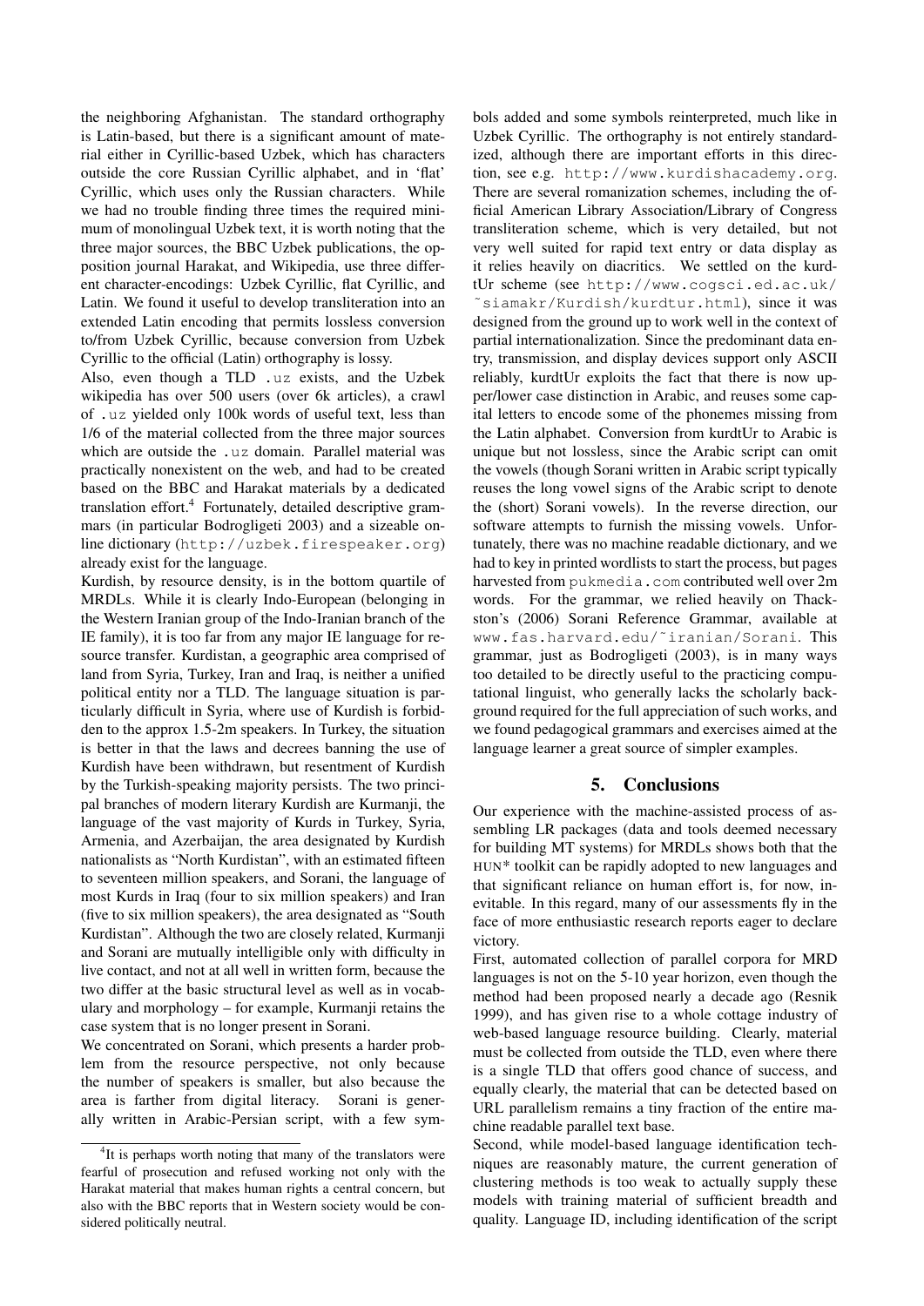the neighboring Afghanistan. The standard orthography is Latin-based, but there is a significant amount of material either in Cyrillic-based Uzbek, which has characters outside the core Russian Cyrillic alphabet, and in 'flat' Cyrillic, which uses only the Russian characters. While we had no trouble finding three times the required minimum of monolingual Uzbek text, it is worth noting that the three major sources, the BBC Uzbek publications, the opposition journal Harakat, and Wikipedia, use three different character-encodings: Uzbek Cyrillic, flat Cyrillic, and Latin. We found it useful to develop transliteration into an extended Latin encoding that permits lossless conversion to/from Uzbek Cyrillic, because conversion from Uzbek Cyrillic to the official (Latin) orthography is lossy.

Also, even though a TLD `.uz` exists, and the Uzbek wikipedia has over 500 users (over 6k articles), a crawl of `.uz` yielded only 100k words of useful text, less than 1/6 of the material collected from the three major sources which are outside the `.uz` domain. Parallel material was practically nonexistent on the web, and had to be created based on the BBC and Harakat materials by a dedicated translation effort.[4] Fortunately, detailed descriptive grammars (in particular Bodrogligeti 2003) and a sizeable online dictionary (`http://uzbek.firespeaker.org`) already exist for the language.

Kurdish, by resource density, is in the bottom quartile of MRDLs. While it is clearly Indo-European (belonging in the Western Iranian group of the Indo-Iranian branch of the IE family), it is too far from any major IE language for resource transfer. Kurdistan, a geographic area comprised of land from Syria, Turkey, Iran and Iraq, is neither a unified political entity nor a TLD. The language situation is particularly difficult in Syria, where use of Kurdish is forbidden to the approx 1.5-2m speakers. In Turkey, the situation is better in that the laws and decrees banning the use of Kurdish have been withdrawn, but resentment of Kurdish by the Turkish-speaking majority persists. The two principal branches of modern literary Kurdish are Kurmanji, the language of the vast majority of Kurds in Turkey, Syria, Armenia, and Azerbaijan, the area designated by Kurdish nationalists as "North Kurdistan", with an estimated fifteen to seventeen million speakers, and Sorani, the language of most Kurds in Iraq (four to six million speakers) and Iran (five to six million speakers), the area designated as "South Kurdistan". Although the two are closely related, Kurmanji and Sorani are mutually intelligible only with difficulty in live contact, and not at all well in written form, because the two differ at the basic structural level as well as in vocabulary and morphology – for example, Kurmanji retains the case system that is no longer present in Sorani.

We concentrated on Sorani, which presents a harder problem from the resource perspective, not only because the number of speakers is smaller, but also because the area is farther from digital literacy. Sorani is generally written in Arabic-Persian script, with a few symbols added and some symbols reinterpreted, much like in Uzbek Cyrillic. The orthography is not entirely standardized, although there are important efforts in this direction, see e.g. `http://www.kurdishacademy.org`. There are several romanization schemes, including the official American Library Association/Library of Congress transliteration scheme, which is very detailed, but not very well suited for rapid text entry or data display as it relies heavily on diacritics. We settled on the kurdtUr scheme (see `http://www.cogsci.ed.ac.uk/~siamakr/Kurdish/kurdtur.html`), since it was designed from the ground up to work well in the context of partial internationalization. Since the predominant data entry, transmission, and display devices support only ASCII reliably, kurdtUr exploits the fact that there is now upper/lower case distinction in Arabic, and reuses some capital letters to encode some of the phonemes missing from the Latin alphabet. Conversion from kurdtUr to Arabic is unique but not lossless, since the Arabic script can omit the vowels (though Sorani written in Arabic script typically reuses the long vowel signs of the Arabic script to denote the (short) Sorani vowels). In the reverse direction, our software attempts to furnish the missing vowels. Unfortunately, there was no machine readable dictionary, and we had to key in printed wordlists to start the process, but pages harvested from `pukmedia.com` contributed well over 2m words. For the grammar, we relied heavily on Thackston's (2006) Sorani Reference Grammar, available at `www.fas.harvard.edu/~iranian/Sorani`. This grammar, just as Bodrogligeti (2003), is in many ways too detailed to be directly useful to the practicing computational linguist, who generally lacks the scholarly background required for the full appreciation of such works, and we found pedagogical grammars and exercises aimed at the language learner a great source of simpler examples.

## 5. Conclusions

Our experience with the machine-assisted process of assembling LR packages (data and tools deemed necessary for building MT systems) for MRDLs shows both that the HUN* toolkit can be rapidly adopted to new languages and that significant reliance on human effort is, for now, inevitable. In this regard, many of our assessments fly in the face of more enthusiastic research reports eager to declare victory.

First, automated collection of parallel corpora for MRD languages is not on the 5-10 year horizon, even though the method had been proposed nearly a decade ago (Resnik 1999), and has given rise to a whole cottage industry of web-based language resource building. Clearly, material must be collected from outside the TLD, even where there is a single TLD that offers good chance of success, and equally clearly, the material that can be detected based on URL parallelism remains a tiny fraction of the entire machine readable parallel text base.

Second, while model-based language identification techniques are reasonably mature, the current generation of clustering methods is too weak to actually supply these models with training material of sufficient breadth and quality. Language ID, including identification of the script

[4] It is perhaps worth noting that many of the translators were fearful of prosecution and refused working not only with the Harakat material that makes human rights a central concern, but also with the BBC reports that in Western society would be considered politically neutral.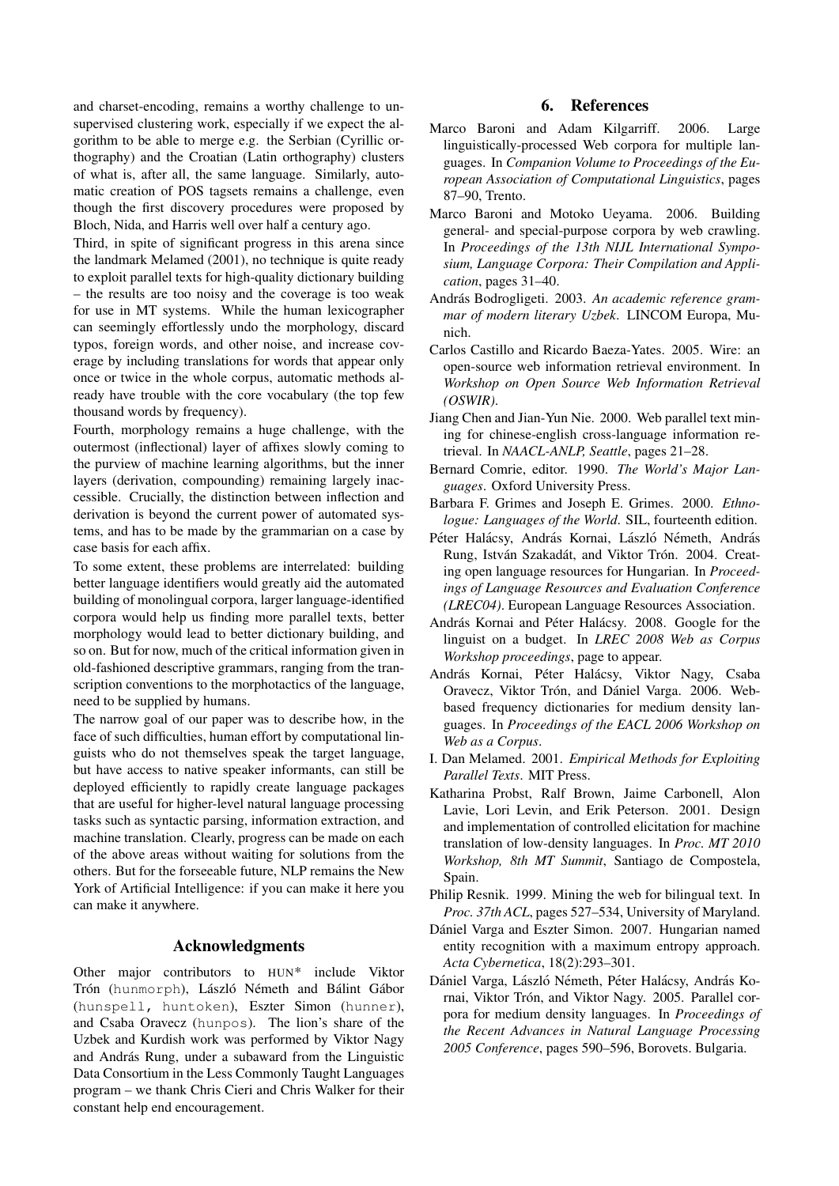and charset-encoding, remains a worthy challenge to unsupervised clustering work, especially if we expect the algorithm to be able to merge e.g. the Serbian (Cyrillic orthography) and the Croatian (Latin orthography) clusters of what is, after all, the same language. Similarly, automatic creation of POS tagsets remains a challenge, even though the first discovery procedures were proposed by Bloch, Nida, and Harris well over half a century ago.

Third, in spite of significant progress in this arena since the landmark Melamed (2001), no technique is quite ready to exploit parallel texts for high-quality dictionary building – the results are too noisy and the coverage is too weak for use in MT systems. While the human lexicographer can seemingly effortlessly undo the morphology, discard typos, foreign words, and other noise, and increase coverage by including translations for words that appear only once or twice in the whole corpus, automatic methods already have trouble with the core vocabulary (the top few thousand words by frequency).

Fourth, morphology remains a huge challenge, with the outermost (inflectional) layer of affixes slowly coming to the purview of machine learning algorithms, but the inner layers (derivation, compounding) remaining largely inaccessible. Crucially, the distinction between inflection and derivation is beyond the current power of automated systems, and has to be made by the grammarian on a case by case basis for each affix.

To some extent, these problems are interrelated: building better language identifiers would greatly aid the automated building of monolingual corpora, larger language-identified corpora would help us finding more parallel texts, better morphology would lead to better dictionary building, and so on. But for now, much of the critical information given in old-fashioned descriptive grammars, ranging from the transcription conventions to the morphotactics of the language, need to be supplied by humans.

The narrow goal of our paper was to describe how, in the face of such difficulties, human effort by computational linguists who do not themselves speak the target language, but have access to native speaker informants, can still be deployed efficiently to rapidly create language packages that are useful for higher-level natural language processing tasks such as syntactic parsing, information extraction, and machine translation. Clearly, progress can be made on each of the above areas without waiting for solutions from the others. But for the forseeable future, NLP remains the New York of Artificial Intelligence: if you can make it here you can make it anywhere.

## Acknowledgments

Other major contributors to HUN* include Viktor Trón (`hunmorph`), László Németh and Bálint Gábor (`hunspell, huntoken`), Eszter Simon (`hunner`), and Csaba Oravecz (`hunpos`). The lion's share of the Uzbek and Kurdish work was performed by Viktor Nagy and András Rung, under a subaward from the Linguistic Data Consortium in the Less Commonly Taught Languages program – we thank Chris Cieri and Chris Walker for their constant help end encouragement.

## 6. References

Marco Baroni and Adam Kilgarriff. 2006. Large linguistically-processed Web corpora for multiple languages. In *Companion Volume to Proceedings of the European Association of Computational Linguistics*, pages 87–90, Trento.

Marco Baroni and Motoko Ueyama. 2006. Building general- and special-purpose corpora by web crawling. In *Proceedings of the 13th NIJL International Symposium, Language Corpora: Their Compilation and Application*, pages 31–40.

András Bodrogligeti. 2003. *An academic reference grammar of modern literary Uzbek*. LINCOM Europa, Munich.

Carlos Castillo and Ricardo Baeza-Yates. 2005. Wire: an open-source web information retrieval environment. In *Workshop on Open Source Web Information Retrieval (OSWIR)*.

Jiang Chen and Jian-Yun Nie. 2000. Web parallel text mining for chinese-english cross-language information retrieval. In *NAACL-ANLP, Seattle*, pages 21–28.

Bernard Comrie, editor. 1990. *The World's Major Languages*. Oxford University Press.

Barbara F. Grimes and Joseph E. Grimes. 2000. *Ethnologue: Languages of the World*. SIL, fourteenth edition.

Péter Halácsy, András Kornai, László Németh, András Rung, István Szakadát, and Viktor Trón. 2004. Creating open language resources for Hungarian. In *Proceedings of Language Resources and Evaluation Conference (LREC04)*. European Language Resources Association.

András Kornai and Péter Halácsy. 2008. Google for the linguist on a budget. In *LREC 2008 Web as Corpus Workshop proceedings*, page to appear.

András Kornai, Péter Halácsy, Viktor Nagy, Csaba Oravecz, Viktor Trón, and Dániel Varga. 2006. Web-based frequency dictionaries for medium density languages. In *Proceedings of the EACL 2006 Workshop on Web as a Corpus*.

I. Dan Melamed. 2001. *Empirical Methods for Exploiting Parallel Texts*. MIT Press.

Katharina Probst, Ralf Brown, Jaime Carbonell, Alon Lavie, Lori Levin, and Erik Peterson. 2001. Design and implementation of controlled elicitation for machine translation of low-density languages. In *Proc. MT 2010 Workshop, 8th MT Summit*, Santiago de Compostela, Spain.

Philip Resnik. 1999. Mining the web for bilingual text. In *Proc. 37th ACL*, pages 527–534, University of Maryland.

Dániel Varga and Eszter Simon. 2007. Hungarian named entity recognition with a maximum entropy approach. *Acta Cybernetica*, 18(2):293–301.

Dániel Varga, László Németh, Péter Halácsy, András Kornai, Viktor Trón, and Viktor Nagy. 2005. Parallel corpora for medium density languages. In *Proceedings of the Recent Advances in Natural Language Processing 2005 Conference*, pages 590–596, Borovets. Bulgaria.